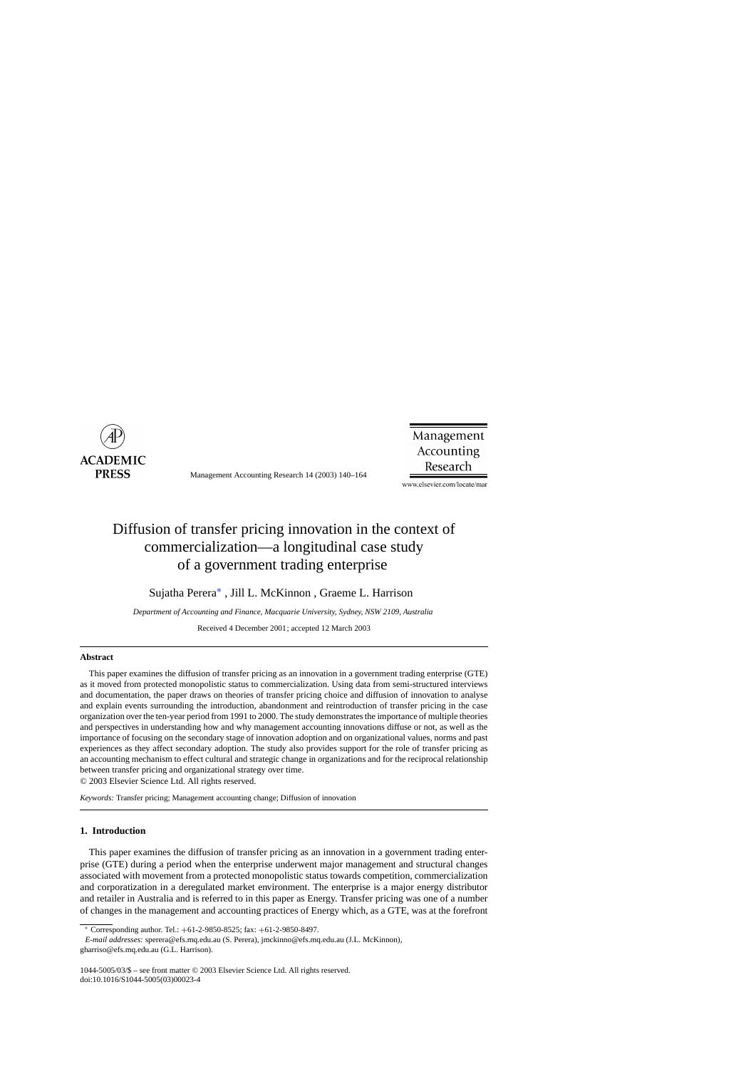# Diffusion of transfer pricing innovation in the context of commercialization—a longitudinal case study of a government trading enterprise

Sujatha Perera*, Jill L. McKinnon, Graeme L. Harrison

*Department of Accounting and Finance, Macquarie University, Sydney, NSW 2109, Australia*

Received 4 December 2001; accepted 12 March 2003

## Abstract

This paper examines the diffusion of transfer pricing as an innovation in a government trading enterprise (GTE) as it moved from protected monopolistic status to commercialization. Using data from semi-structured interviews and documentation, the paper draws on theories of transfer pricing choice and diffusion of innovation to analyse and explain events surrounding the introduction, abandonment and reintroduction of transfer pricing in the case organization over the ten-year period from 1991 to 2000. The study demonstrates the importance of multiple theories and perspectives in understanding how and why management accounting innovations diffuse or not, as well as the importance of focusing on the secondary stage of innovation adoption and on organizational values, norms and past experiences as they affect secondary adoption. The study also provides support for the role of transfer pricing as an accounting mechanism to effect cultural and strategic change in organizations and for the reciprocal relationship between transfer pricing and organizational strategy over time.

© 2003 Elsevier Science Ltd. All rights reserved.

*Keywords:* Transfer pricing; Management accounting change; Diffusion of innovation

## 1. Introduction

This paper examines the diffusion of transfer pricing as an innovation in a government trading enterprise (GTE) during a period when the enterprise underwent major management and structural changes associated with movement from a protected monopolistic status towards competition, commercialization and corporatization in a deregulated market environment. The enterprise is a major energy distributor and retailer in Australia and is referred to in this paper as Energy. Transfer pricing was one of a number of changes in the management and accounting practices of Energy which, as a GTE, was at the forefront

* Corresponding author. Tel.: +61-2-9850-8525; fax: +61-2-9850-8497.
*E-mail addresses:* sperera@efs.mq.edu.au (S. Perera), jmckinno@efs.mq.edu.au (J.L. McKinnon), gharriso@efs.mq.edu.au (G.L. Harrison).

1044-5005/03/$ – see front matter © 2003 Elsevier Science Ltd. All rights reserved.
doi:10.1016/S1044-5005(03)00023-4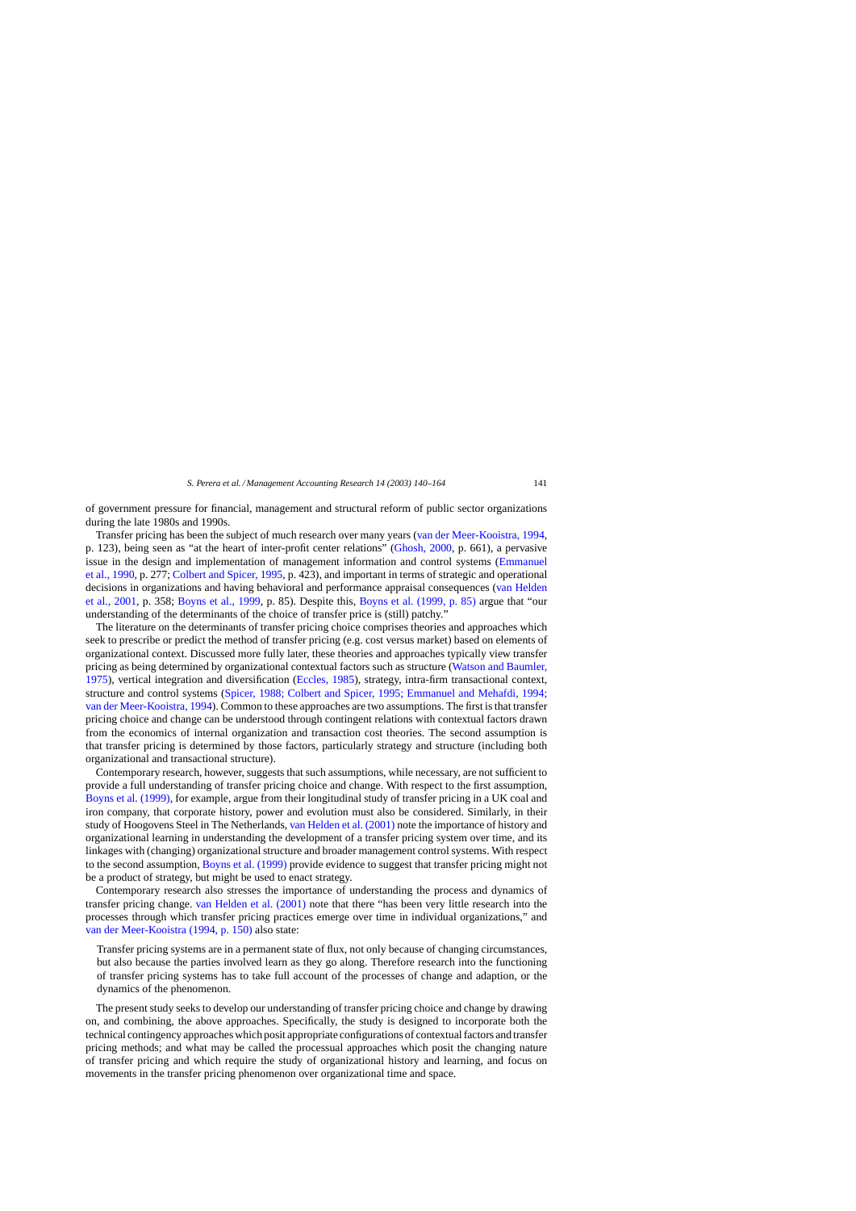of government pressure for financial, management and structural reform of public sector organizations during the late 1980s and 1990s.

Transfer pricing has been the subject of much research over many years (van der Meer-Kooistra, 1994, p. 123), being seen as "at the heart of inter-profit center relations" (Ghosh, 2000, p. 661), a pervasive issue in the design and implementation of management information and control systems (Emmanuel et al., 1990, p. 277; Colbert and Spicer, 1995, p. 423), and important in terms of strategic and operational decisions in organizations and having behavioral and performance appraisal consequences (van Helden et al., 2001, p. 358; Boyns et al., 1999, p. 85). Despite this, Boyns et al. (1999, p. 85) argue that "our understanding of the determinants of the choice of transfer price is (still) patchy."

The literature on the determinants of transfer pricing choice comprises theories and approaches which seek to prescribe or predict the method of transfer pricing (e.g. cost versus market) based on elements of organizational context. Discussed more fully later, these theories and approaches typically view transfer pricing as being determined by organizational contextual factors such as structure (Watson and Baumler, 1975), vertical integration and diversification (Eccles, 1985), strategy, intra-firm transactional context, structure and control systems (Spicer, 1988; Colbert and Spicer, 1995; Emmanuel and Mehafdi, 1994; van der Meer-Kooistra, 1994). Common to these approaches are two assumptions. The first is that transfer pricing choice and change can be understood through contingent relations with contextual factors drawn from the economics of internal organization and transaction cost theories. The second assumption is that transfer pricing is determined by those factors, particularly strategy and structure (including both organizational and transactional structure).

Contemporary research, however, suggests that such assumptions, while necessary, are not sufficient to provide a full understanding of transfer pricing choice and change. With respect to the first assumption, Boyns et al. (1999), for example, argue from their longitudinal study of transfer pricing in a UK coal and iron company, that corporate history, power and evolution must also be considered. Similarly, in their study of Hoogovens Steel in The Netherlands, van Helden et al. (2001) note the importance of history and organizational learning in understanding the development of a transfer pricing system over time, and its linkages with (changing) organizational structure and broader management control systems. With respect to the second assumption, Boyns et al. (1999) provide evidence to suggest that transfer pricing might not be a product of strategy, but might be used to enact strategy.

Contemporary research also stresses the importance of understanding the process and dynamics of transfer pricing change. van Helden et al. (2001) note that there "has been very little research into the processes through which transfer pricing practices emerge over time in individual organizations," and van der Meer-Kooistra (1994, p. 150) also state:

> Transfer pricing systems are in a permanent state of flux, not only because of changing circumstances, but also because the parties involved learn as they go along. Therefore research into the functioning of transfer pricing systems has to take full account of the processes of change and adaption, or the dynamics of the phenomenon.

The present study seeks to develop our understanding of transfer pricing choice and change by drawing on, and combining, the above approaches. Specifically, the study is designed to incorporate both the technical contingency approaches which posit appropriate configurations of contextual factors and transfer pricing methods; and what may be called the processual approaches which posit the changing nature of transfer pricing and which require the study of organizational history and learning, and focus on movements in the transfer pricing phenomenon over organizational time and space.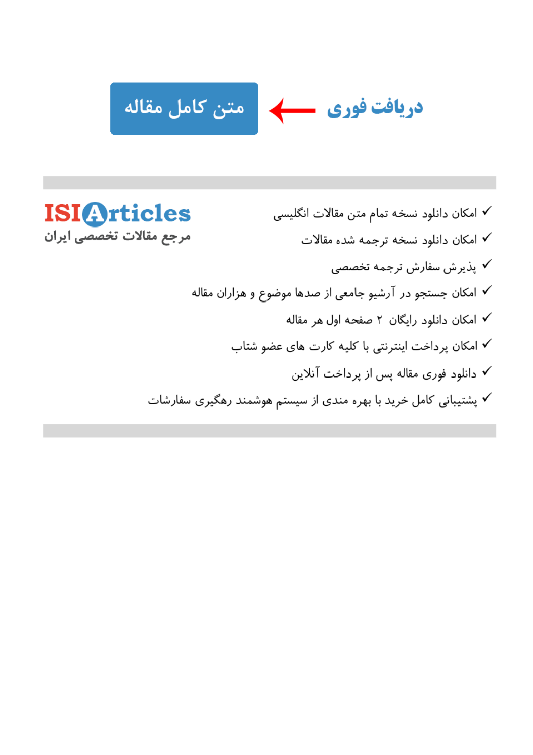دریافت فوری ← متن کامل مقاله

**ISIArticles**
مرجع مقالات تخصصی ایران

- ✓ امکان دانلود نسخه تمام متن مقالات انگلیسی
- ✓ امکان دانلود نسخه ترجمه شده مقالات
- ✓ پذیرش سفارش ترجمه تخصصی
- ✓ امکان جستجو در آرشیو جامعی از صدها موضوع و هزاران مقاله
- ✓ امکان دانلود رایگان ۲ صفحه اول هر مقاله
- ✓ امکان پرداخت اینترنتی با کلیه کارت های عضو شتاب
- ✓ دانلود فوری مقاله پس از پرداخت آنلاین
- ✓ پشتیبانی کامل خرید با بهره مندی از سیستم هوشمند رهگیری سفارشات